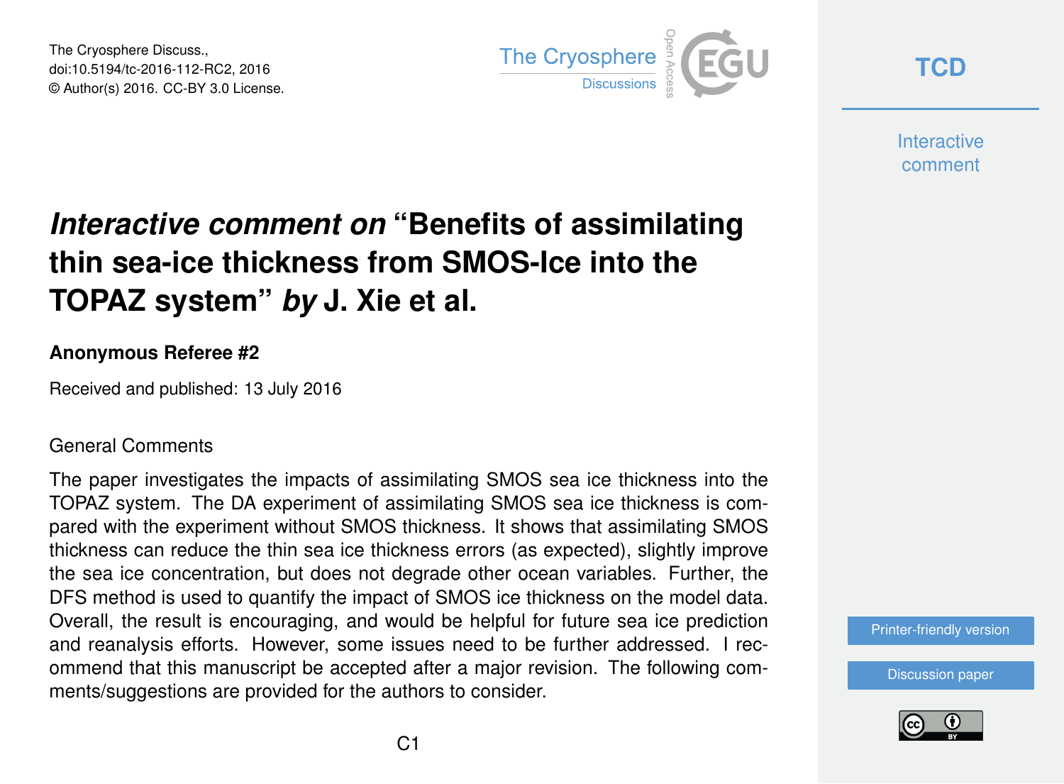# *Interactive comment on* "Benefits of assimilating thin sea-ice thickness from SMOS-Ice into the TOPAZ system" *by* J. Xie et al.

**Anonymous Referee #2**

Received and published: 13 July 2016

General Comments

The paper investigates the impacts of assimilating SMOS sea ice thickness into the TOPAZ system. The DA experiment of assimilating SMOS sea ice thickness is compared with the experiment without SMOS thickness. It shows that assimilating SMOS thickness can reduce the thin sea ice thickness errors (as expected), slightly improve the sea ice concentration, but does not degrade other ocean variables. Further, the DFS method is used to quantify the impact of SMOS ice thickness on the model data. Overall, the result is encouraging, and would be helpful for future sea ice prediction and reanalysis efforts. However, some issues need to be further addressed. I recommend that this manuscript be accepted after a major revision. The following comments/suggestions are provided for the authors to consider.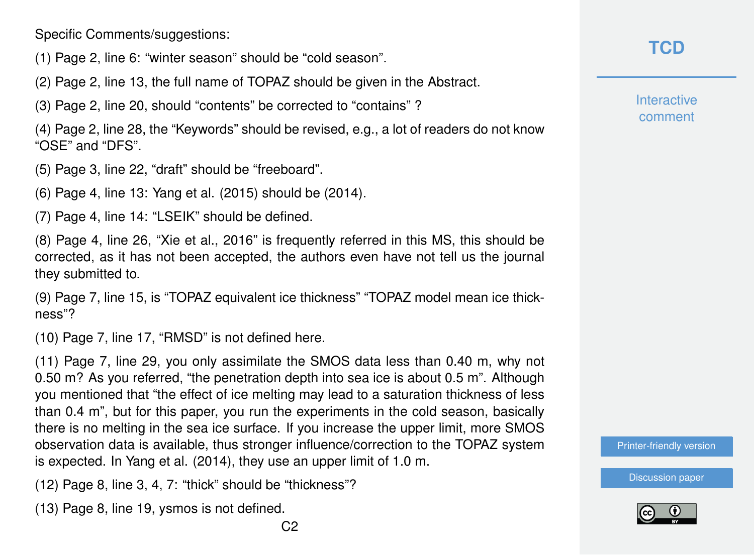Specific Comments/suggestions:

(1) Page 2, line 6: "winter season" should be "cold season".

(2) Page 2, line 13, the full name of TOPAZ should be given in the Abstract.

(3) Page 2, line 20, should "contents" be corrected to "contains" ?

(4) Page 2, line 28, the "Keywords" should be revised, e.g., a lot of readers do not know "OSE" and "DFS".

(5) Page 3, line 22, "draft" should be "freeboard".

(6) Page 4, line 13: Yang et al. (2015) should be (2014).

(7) Page 4, line 14: "LSEIK" should be defined.

(8) Page 4, line 26, "Xie et al., 2016" is frequently referred in this MS, this should be corrected, as it has not been accepted, the authors even have not tell us the journal they submitted to.

(9) Page 7, line 15, is "TOPAZ equivalent ice thickness" "TOPAZ model mean ice thickness"?

(10) Page 7, line 17, "RMSD" is not defined here.

(11) Page 7, line 29, you only assimilate the SMOS data less than 0.40 m, why not 0.50 m? As you referred, "the penetration depth into sea ice is about 0.5 m". Although you mentioned that "the effect of ice melting may lead to a saturation thickness of less than 0.4 m", but for this paper, you run the experiments in the cold season, basically there is no melting in the sea ice surface. If you increase the upper limit, more SMOS observation data is available, thus stronger influence/correction to the TOPAZ system is expected. In Yang et al. (2014), they use an upper limit of 1.0 m.

(12) Page 8, line 3, 4, 7: "thick" should be "thickness"?

(13) Page 8, line 19, ysmos is not defined.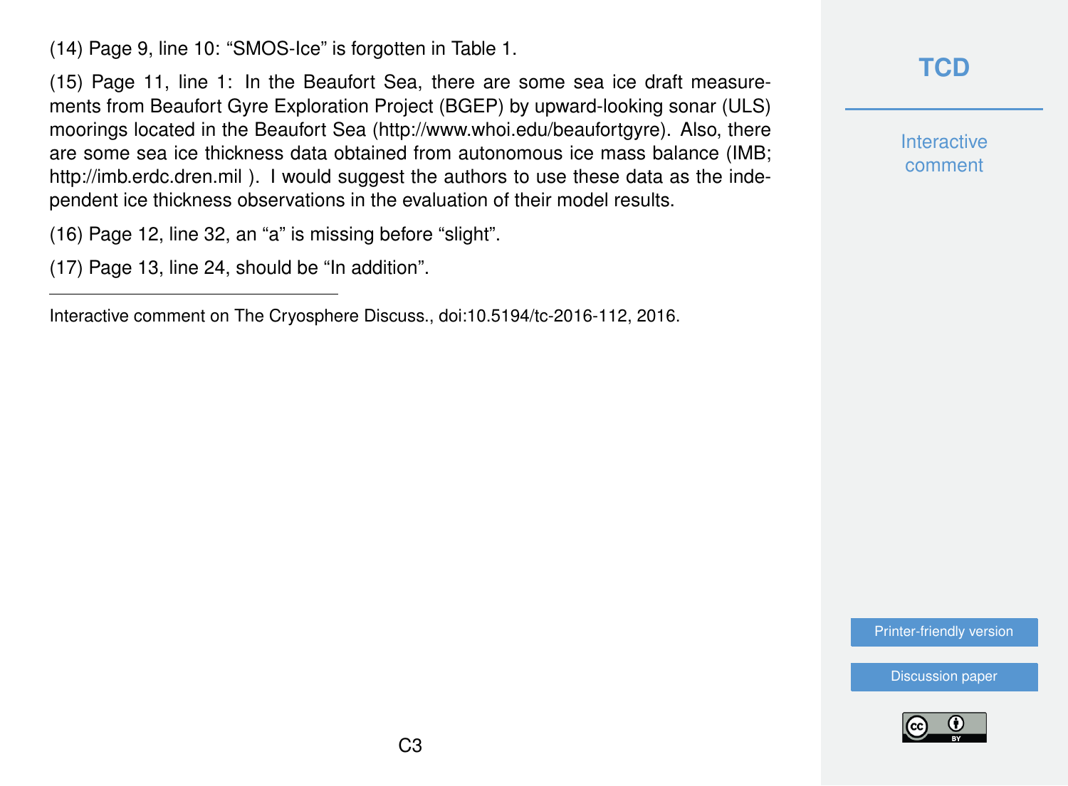(14) Page 9, line 10: "SMOS-Ice" is forgotten in Table 1.

(15) Page 11, line 1: In the Beaufort Sea, there are some sea ice draft measurements from Beaufort Gyre Exploration Project (BGEP) by upward-looking sonar (ULS) moorings located in the Beaufort Sea (http://www.whoi.edu/beaufortgyre). Also, there are some sea ice thickness data obtained from autonomous ice mass balance (IMB; http://imb.erdc.dren.mil ). I would suggest the authors to use these data as the independent ice thickness observations in the evaluation of their model results.

(16) Page 12, line 32, an "a" is missing before "slight".

(17) Page 13, line 24, should be "In addition".

---

Interactive comment on The Cryosphere Discuss., doi:10.5194/tc-2016-112, 2016.